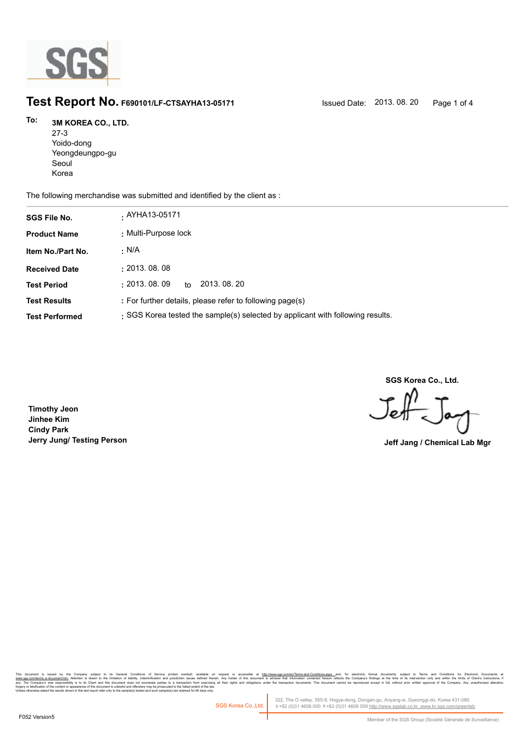SGS

# Test Report No. F690101/LF-CTSAYHA13-05171

Issued Date: 2013. 08. 20

**To:** **3M KOREA CO., LTD.**
27-3
Yoido-dong
Yeongdeungpo-gu
Seoul
Korea

The following merchandise was submitted and identified by the client as :

| | |
|---|---|
| **SGS File No.** | : AYHA13-05171 |
| **Product Name** | : Multi-Purpose lock |
| **Item No./Part No.** | : N/A |
| **Received Date** | : 2013. 08. 08 |
| **Test Period** | : 2013. 08. 09 to 2013. 08. 20 |
| **Test Results** | : For further details, please refer to following page(s) |
| **Test Performed** | : SGS Korea tested the sample(s) selected by applicant with following results. |

**SGS Korea Co., Ltd.**

**Timothy Jeon**
**Jinhee Kim**
**Cindy Park**
**Jerry Jung/ Testing Person**

**Jeff Jang / Chemical Lab Mgr**

This document is issued by the Company subject to its General Conditions of Service printed overleaf, available on request or accessible at http://www.sgs.com/en/Terms-and-Conditions.aspx and, for electronic format documents, subject to Terms and Conditions for Electronic Documents at www.sgs.com/terms_e-document.htm. Attention is drawn to the limitation of liability, indemnification and jurisdiction issues defined therein. Any holder of this document is advised that information contained hereon reflects the Company's findings at the time of its intervention only and within the limits of Client's instructions, if any. The Company's sole responsibility is to its Client and this document does not exonerate parties to a transaction from exercising all their rights and obligations under the transaction documents. This document cannot be reproduced except in full, without prior written approval of the Company. Any unauthorized alteration, forgery or falsification of the content or appearance of this document is unlawful and offenders may be prosecuted to the fullest extent of the law.
Unless otherwise stated the results shown in this test report refer only to the sample(s) tested and such sample(s) are retained for 90 days only.

SGS Korea Co.,Ltd. | 322, The O valley, 555-9, Hogye-dong, Dongan-gu, Anyang-si, Gyeonggi-do, Korea 431-080
t +82 (0)31 4608 000 f +82 (0)31 4608 059 http://www.sgslab.co.kr ,www.kr.sgs.com/greenlab

F052 Version5

Member of the SGS Group (Société Générale de Surveillance)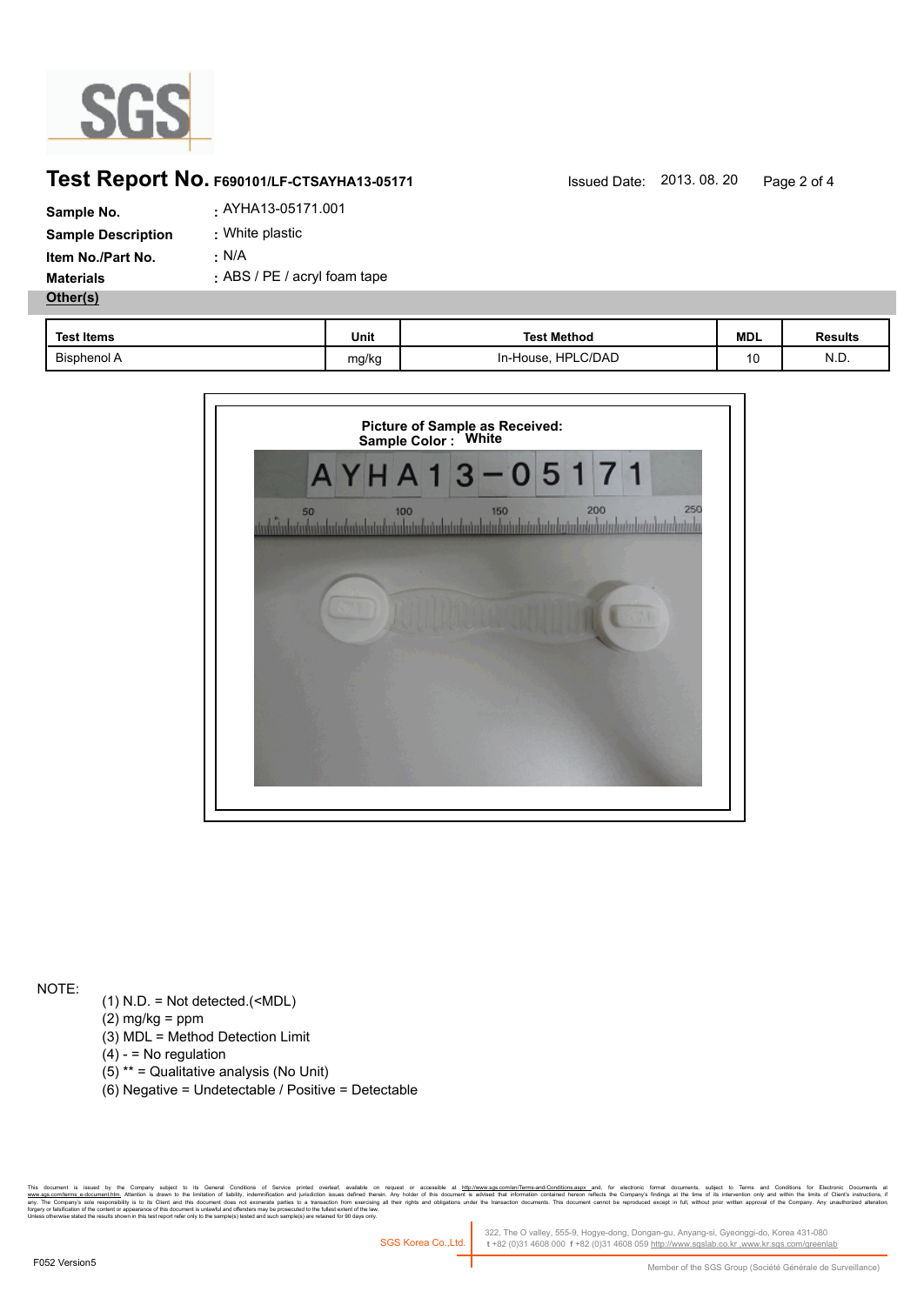# Test Report No. F690101/LF-CTSAYHA13-05171

Issued Date: 2013. 08. 20

**Sample No.** : AYHA13-05171.001

**Sample Description** : White plastic

**Item No./Part No.** : N/A

**Materials** : ABS / PE / acryl foam tape

**Other(s)**

| Test Items | Unit | Test Method | MDL | Results |
|---|---|---|---|---|
| Bisphenol A | mg/kg | In-House, HPLC/DAD | 10 | N.D. |

**Picture of Sample as Received:**
**Sample Color : White**

AYHA13-05171

NOTE:

(1) N.D. = Not detected.(<MDL)
(2) mg/kg = ppm
(3) MDL = Method Detection Limit
(4) - = No regulation
(5) ** = Qualitative analysis (No Unit)
(6) Negative = Undetectable / Positive = Detectable

This document is issued by the Company subject to its General Conditions of Service printed overleaf, available on request or accessible at http://www.sgs.com/en/Terms-and-Conditions.aspx and, for electronic format documents, subject to Terms and Conditions for Electronic Documents at www.sgs.com/terms_e-document.htm. Attention is drawn to the limitation of liability, indemnification and jurisdiction issues defined therein. Any holder of this document is advised that information contained hereon reflects the Company's findings at the time of its intervention only and within the limits of Client's instructions, if any. The Company's sole responsibility is to its Client and this document does not exonerate parties to a transaction from exercising all their rights and obligations under the transaction documents. This document cannot be reproduced except in full, without prior written approval of the Company. Any unauthorized alteration, forgery or falsification of the content or appearance of this document is unlawful and offenders may be prosecuted to the fullest extent of the law.
Unless otherwise stated the results shown in this test report refer only to the sample(s) tested and such sample(s) are retained for 90 days only.

SGS Korea Co.,Ltd. 322, The O valley, 555-9, Hogye-dong, Dongan-gu, Anyang-si, Gyeonggi-do, Korea 431-080
t +82 (0)31 4608 000 f +82 (0)31 4608 059 http://www.sgslab.co.kr ,www.kr.sgs.com/greenlab

F052 Version5

Member of the SGS Group (Société Générale de Surveillance)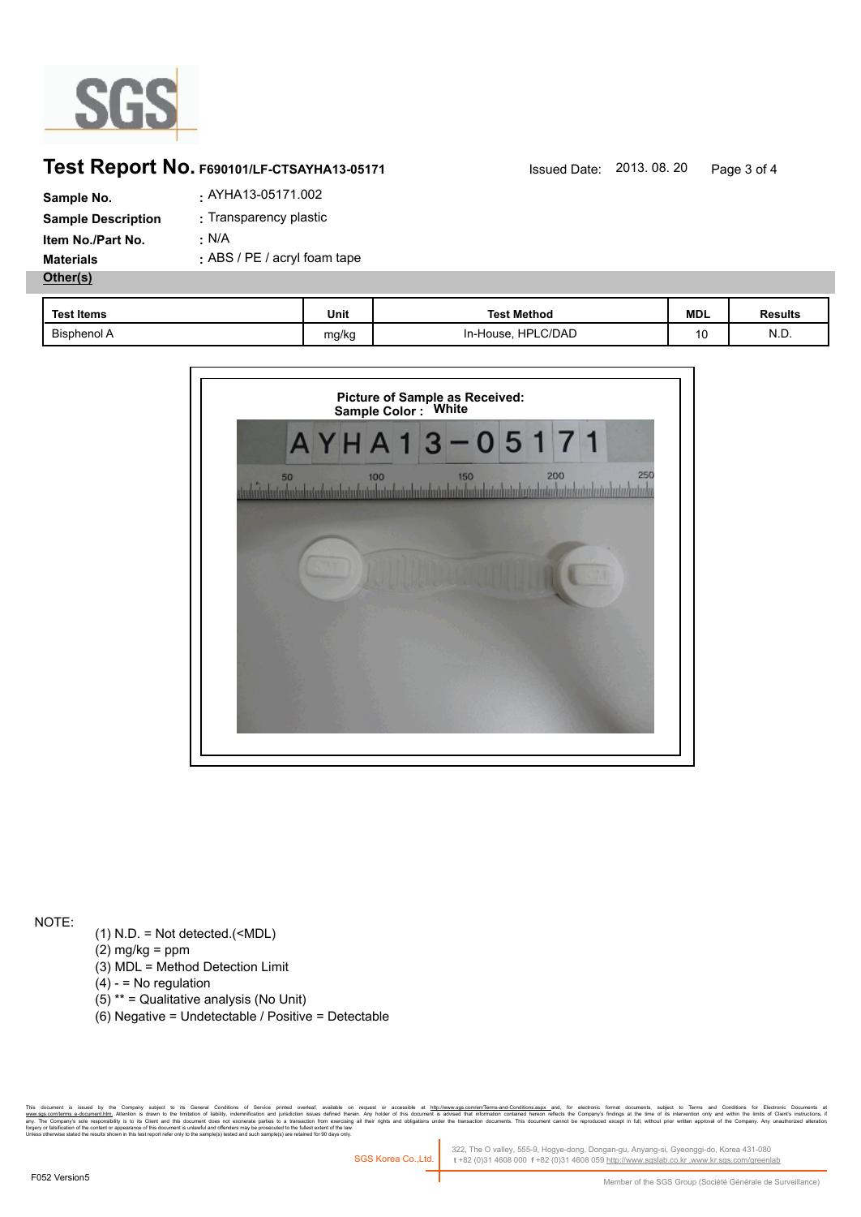# Test Report No. F690101/LF-CTSAYHA13-05171

Issued Date: 2013. 08. 20

**Sample No.** : AYHA13-05171.002

**Sample Description** : Transparency plastic

**Item No./Part No.** : N/A

**Materials** : ABS / PE / acryl foam tape

**Other(s)**

| Test Items | Unit | Test Method | MDL | Results |
|---|---|---|---|---|
| Bisphenol A | mg/kg | In-House, HPLC/DAD | 10 | N.D. |

**Picture of Sample as Received:**
**Sample Color : White**

NOTE:

(1) N.D. = Not detected.(<MDL)
(2) mg/kg = ppm
(3) MDL = Method Detection Limit
(4) - = No regulation
(5) ** = Qualitative analysis (No Unit)
(6) Negative = Undetectable / Positive = Detectable

This document is issued by the Company subject to its General Conditions of Service printed overleaf, available on request or accessible at http://www.sgs.com/en/Terms-and-Conditions.aspx and, for electronic format documents, subject to Terms and Conditions for Electronic Documents at www.sgs.com/terms_e-document.htm. Attention is drawn to the limitation of liability, indemnification and jurisdiction issues defined therein. Any holder of this document is advised that information contained hereon reflects the Company's findings at the time of its intervention only and within the limits of Client's instructions, if any. The Company's sole responsibility is to its Client and this document does not exonerate parties to a transaction from exercising all their rights and obligations under the transaction documents. This document cannot be reproduced except in full, without prior written approval of the Company. Any unauthorized alteration, forgery or falsification of the content or appearance of this document is unlawful and offenders may be prosecuted to the fullest extent of the law.
Unless otherwise stated the results shown in this test report refer only to the sample(s) tested and such sample(s) are retained for 90 days only.

SGS Korea Co.,Ltd. 322, The O valley, 555-9, Hogye-dong, Dongan-gu, Anyang-si, Gyeonggi-do, Korea 431-080
t +82 (0)31 4608 000 f +82 (0)31 4608 059 http://www.sgslab.co.kr ,www.kr.sgs.com/greenlab

F052 Version5

Member of the SGS Group (Société Générale de Surveillance)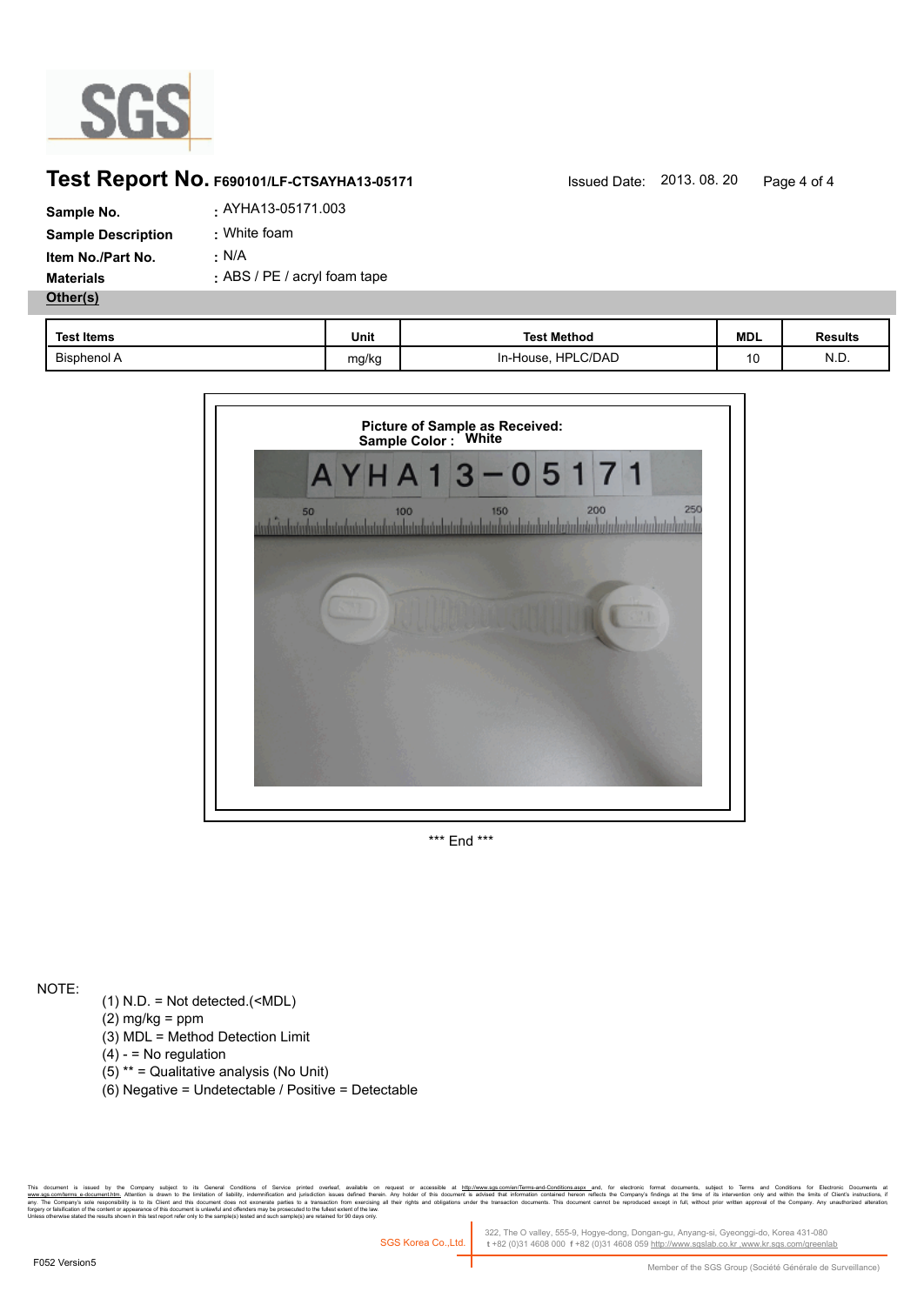# Test Report No. F690101/LF-CTSAYHA13-05171

Issued Date: 2013. 08. 20

**Sample No.** : AYHA13-05171.003

**Sample Description** : White foam

**Item No./Part No.** : N/A

**Materials** : ABS / PE / acryl foam tape

**Other(s)**

| Test Items | Unit | Test Method | MDL | Results |
|---|---|---|---|---|
| Bisphenol A | mg/kg | In-House, HPLC/DAD | 10 | N.D. |

**Picture of Sample as Received:**
**Sample Color : White**

AYHA13-05171

50 100 150 200 250

*** End ***

NOTE:

(1) N.D. = Not detected.(<MDL)
(2) mg/kg = ppm
(3) MDL = Method Detection Limit
(4) - = No regulation
(5) ** = Qualitative analysis (No Unit)
(6) Negative = Undetectable / Positive = Detectable

This document is issued by the Company subject to its General Conditions of Service printed overleaf, available on request or accessible at http://www.sgs.com/en/Terms-and-Conditions.aspx and, for electronic format documents, subject to Terms and Conditions for Electronic Documents at www.sgs.com/terms_e-document.htm. Attention is drawn to the limitation of liability, indemnification and jurisdiction issues defined therein. Any holder of this document is advised that information contained hereon reflects the Company's findings at the time of its intervention only and within the limits of Client's instructions, if any. The Company's sole responsibility is to its Client and this document does not exonerate parties to a transaction from exercising all their rights and obligations under the transaction documents. This document cannot be reproduced except in full, without prior written approval of the Company. Any unauthorized alteration, forgery or falsification of the content or appearance of this document is unlawful and offenders may be prosecuted to the fullest extent of the law.
Unless otherwise stated the results shown in this test report refer only to the sample(s) tested and such sample(s) are retained for 90 days only.

SGS Korea Co.,Ltd. 322, The O valley, 555-9, Hogye-dong, Dongan-gu, Anyang-si, Gyeonggi-do, Korea 431-080
t +82 (0)31 4608 000 f +82 (0)31 4608 059 http://www.sgslab.co.kr ,www.kr.sgs.com/greenlab

F052 Version5

Member of the SGS Group (Société Générale de Surveillance)